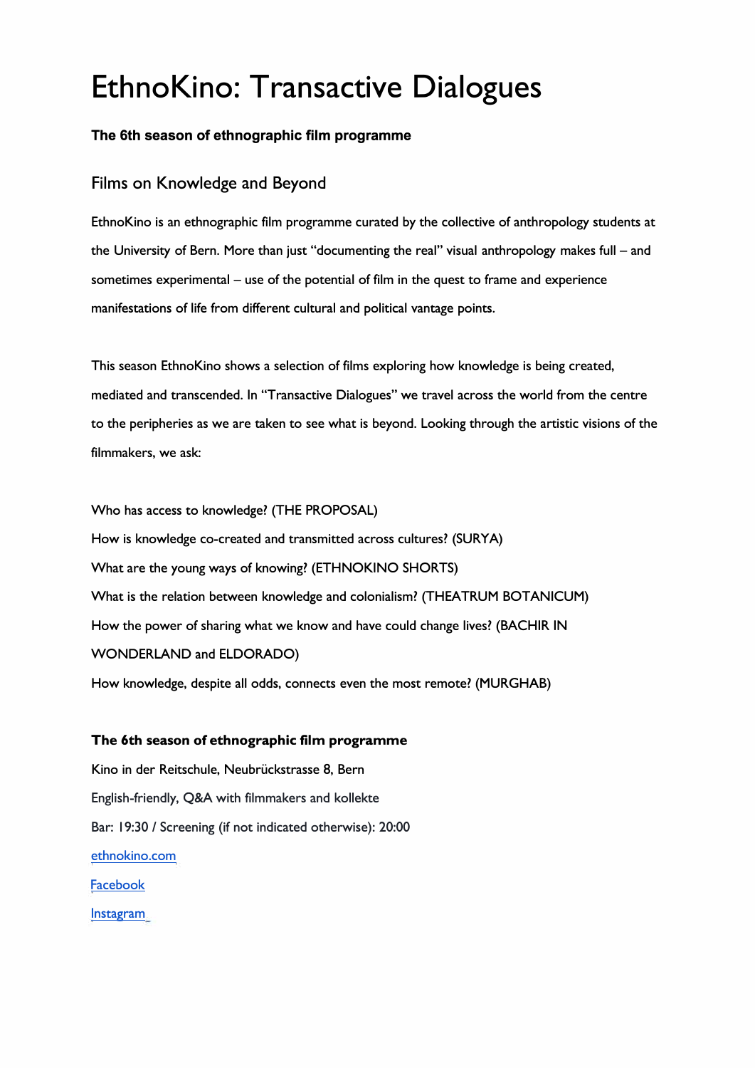# EthnoKino: Transactive Dialogues

**The 6th season of ethnographic film programme**

## Films on Knowledge and Beyond

EthnoKino is an ethnographic film programme curated by the collective of anthropology students at the University of Bern. More than just "documenting the real" visual anthropology makes full – and sometimes experimental – use of the potential of film in the quest to frame and experience manifestations of life from different cultural and political vantage points.

This season EthnoKino shows a selection of films exploring how knowledge is being created, mediated and transcended. In "Transactive Dialogues" we travel across the world from the centre to the peripheries as we are taken to see what is beyond. Looking through the artistic visions of the filmmakers, we ask:

Who has access to knowledge? (THE PROPOSAL)
How is knowledge co-created and transmitted across cultures? (SURYA)
What are the young ways of knowing? (ETHNOKINO SHORTS)
What is the relation between knowledge and colonialism? (THEATRUM BOTANICUM)
How the power of sharing what we know and have could change lives? (BACHIR IN WONDERLAND and ELDORADO)
How knowledge, despite all odds, connects even the most remote? (MURGHAB)

**The 6th season of ethnographic film programme**

Kino in der Reitschule, Neubrückstrasse 8, Bern
English-friendly, Q&A with filmmakers and kollekte
Bar: 19:30 / Screening (if not indicated otherwise): 20:00
ethnokino.com
Facebook
Instagram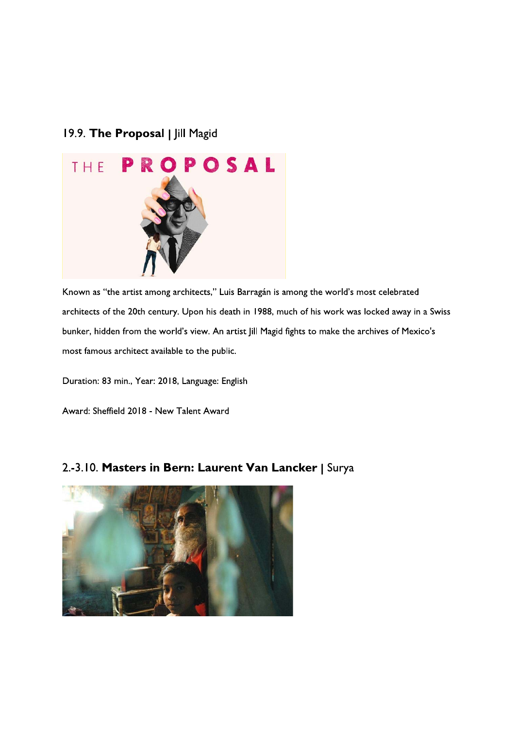## 19.9. **The Proposal** | Jill Magid

Known as "the artist among architects," Luis Barragán is among the world's most celebrated architects of the 20th century. Upon his death in 1988, much of his work was locked away in a Swiss bunker, hidden from the world's view. An artist Jill Magid fights to make the archives of Mexico's most famous architect available to the public.

Duration: 83 min., Year: 2018, Language: English

Award: Sheffield 2018 - New Talent Award

## 2.-3.10. **Masters in Bern: Laurent Van Lancker** | Surya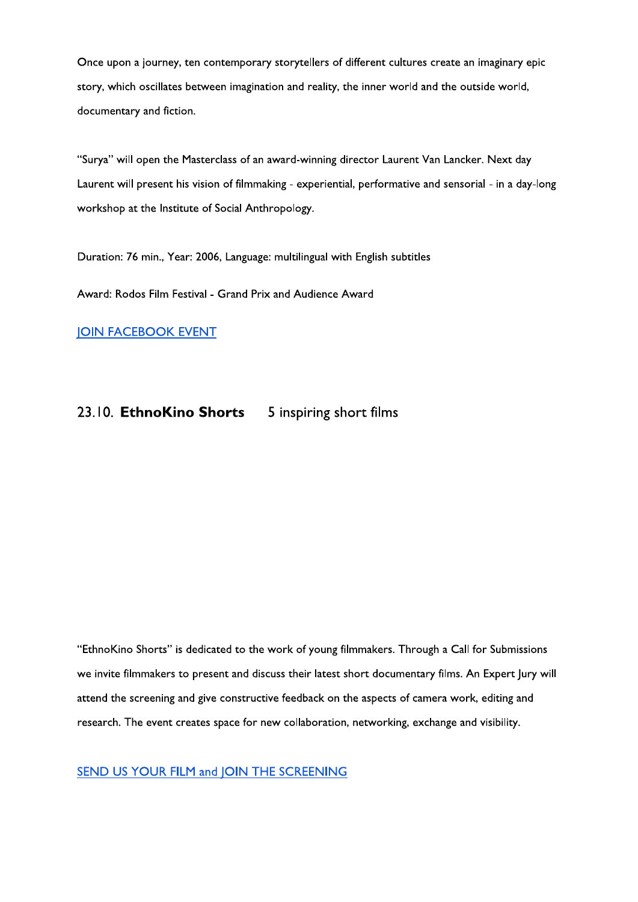Once upon a journey, ten contemporary storytellers of different cultures create an imaginary epic story, which oscillates between imagination and reality, the inner world and the outside world, documentary and fiction.

"Surya" will open the Masterclass of an award-winning director Laurent Van Lancker. Next day Laurent will present his vision of filmmaking - experiential, performative and sensorial - in a day-long workshop at the Institute of Social Anthropology.

Duration: 76 min., Year: 2006, Language: multilingual with English subtitles

Award: Rodos Film Festival - Grand Prix and Audience Award

JOIN FACEBOOK EVENT

## 23.10. **EthnoKino Shorts** 5 inspiring short films

"EthnoKino Shorts" is dedicated to the work of young filmmakers. Through a Call for Submissions we invite filmmakers to present and discuss their latest short documentary films. An Expert Jury will attend the screening and give constructive feedback on the aspects of camera work, editing and research. The event creates space for new collaboration, networking, exchange and visibility.

SEND US YOUR FILM and JOIN THE SCREENING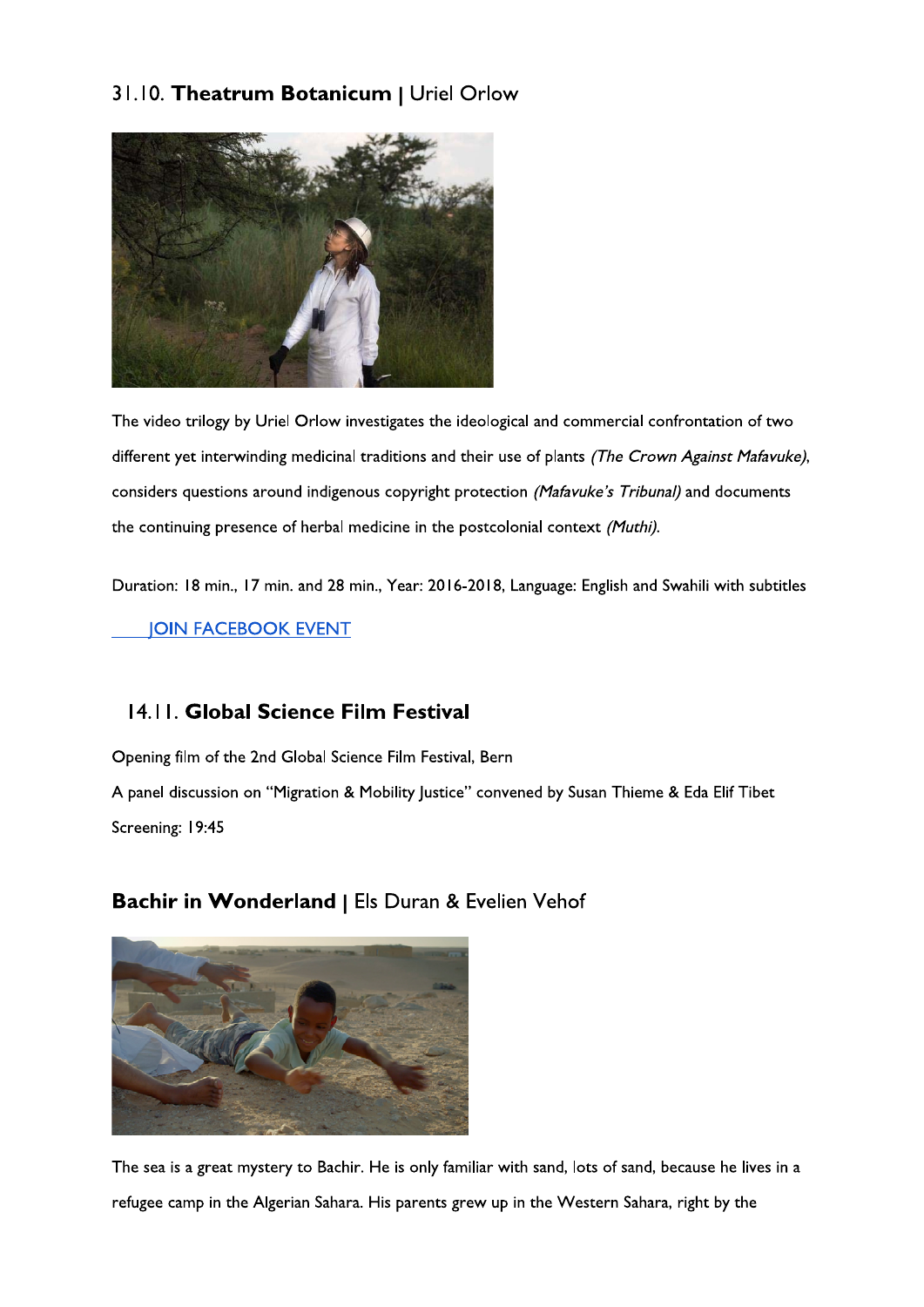## 31.10. **Theatrum Botanicum** | Uriel Orlow

The video trilogy by Uriel Orlow investigates the ideological and commercial confrontation of two different yet interwinding medicinal traditions and their use of plants *(The Crown Against Mafavuke)*, considers questions around indigenous copyright protection *(Mafavuke's Tribunal)* and documents the continuing presence of herbal medicine in the postcolonial context *(Muthi)*.

Duration: 18 min., 17 min. and 28 min., Year: 2016-2018, Language: English and Swahili with subtitles

JOIN FACEBOOK EVENT

## 14.11. **Global Science Film Festival**

Opening film of the 2nd Global Science Film Festival, Bern

A panel discussion on "Migration & Mobility Justice" convened by Susan Thieme & Eda Elif Tibet

Screening: 19:45

## **Bachir in Wonderland** | Els Duran & Evelien Vehof

The sea is a great mystery to Bachir. He is only familiar with sand, lots of sand, because he lives in a refugee camp in the Algerian Sahara. His parents grew up in the Western Sahara, right by the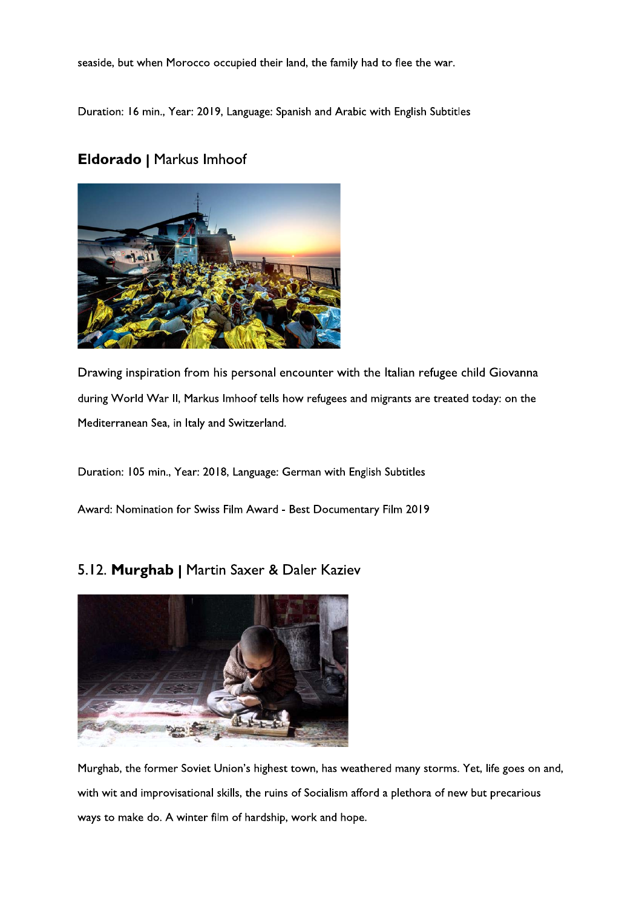seaside, but when Morocco occupied their land, the family had to flee the war.

Duration: 16 min., Year: 2019, Language: Spanish and Arabic with English Subtitles

## **Eldorado** | Markus Imhoof

Drawing inspiration from his personal encounter with the Italian refugee child Giovanna during World War II, Markus Imhoof tells how refugees and migrants are treated today: on the Mediterranean Sea, in Italy and Switzerland.

Duration: 105 min., Year: 2018, Language: German with English Subtitles

Award: Nomination for Swiss Film Award - Best Documentary Film 2019

## 5.12. **Murghab** | Martin Saxer & Daler Kaziev

Murghab, the former Soviet Union's highest town, has weathered many storms. Yet, life goes on and, with wit and improvisational skills, the ruins of Socialism afford a plethora of new but precarious ways to make do. A winter film of hardship, work and hope.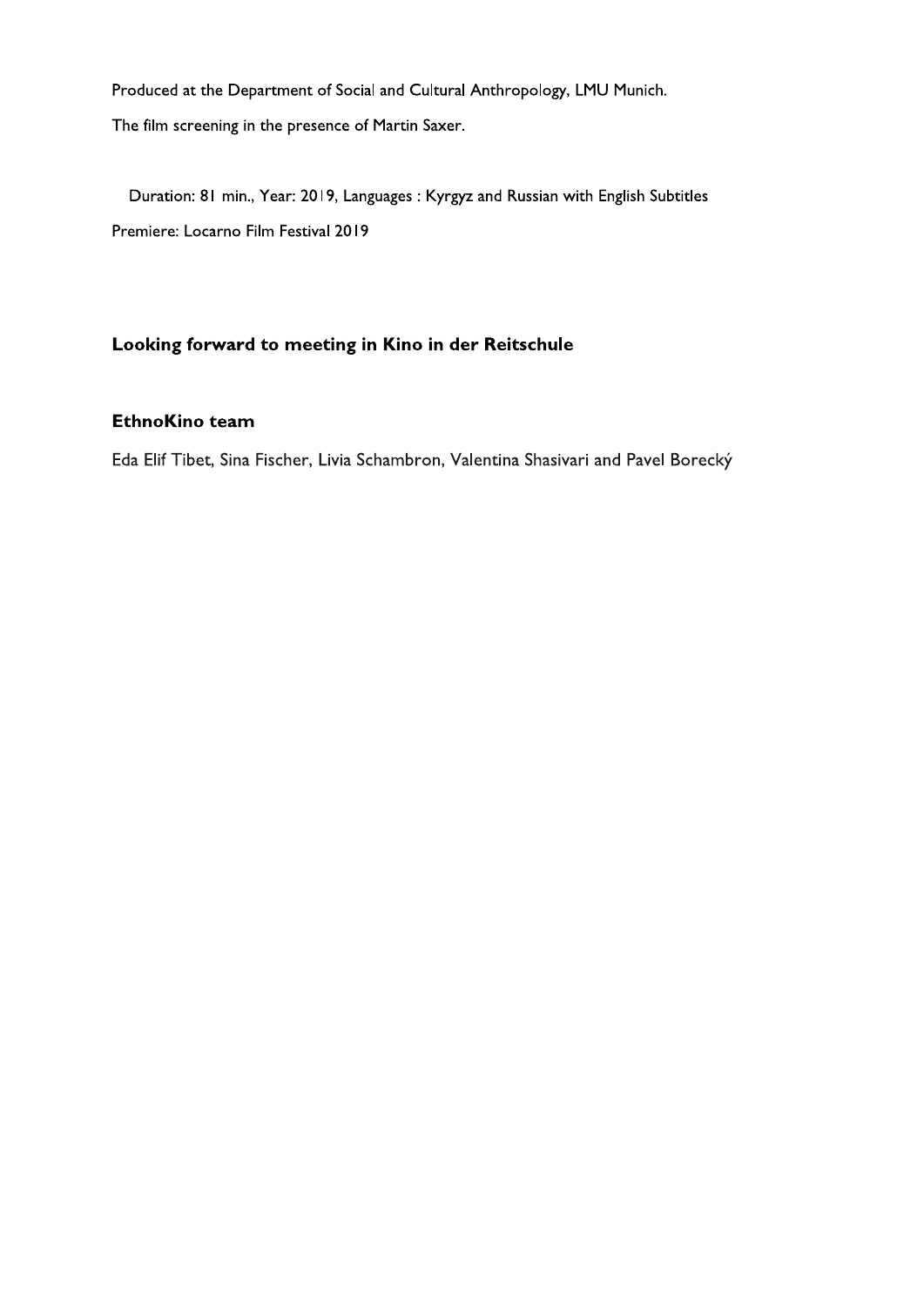Produced at the Department of Social and Cultural Anthropology, LMU Munich.

The film screening in the presence of Martin Saxer.

Duration: 81 min., Year: 2019, Languages : Kyrgyz and Russian with English Subtitles

Premiere: Locarno Film Festival 2019

**Looking forward to meeting in Kino in der Reitschule**

**EthnoKino team**

Eda Elif Tibet, Sina Fischer, Livia Schambron, Valentina Shasivari and Pavel Borecký